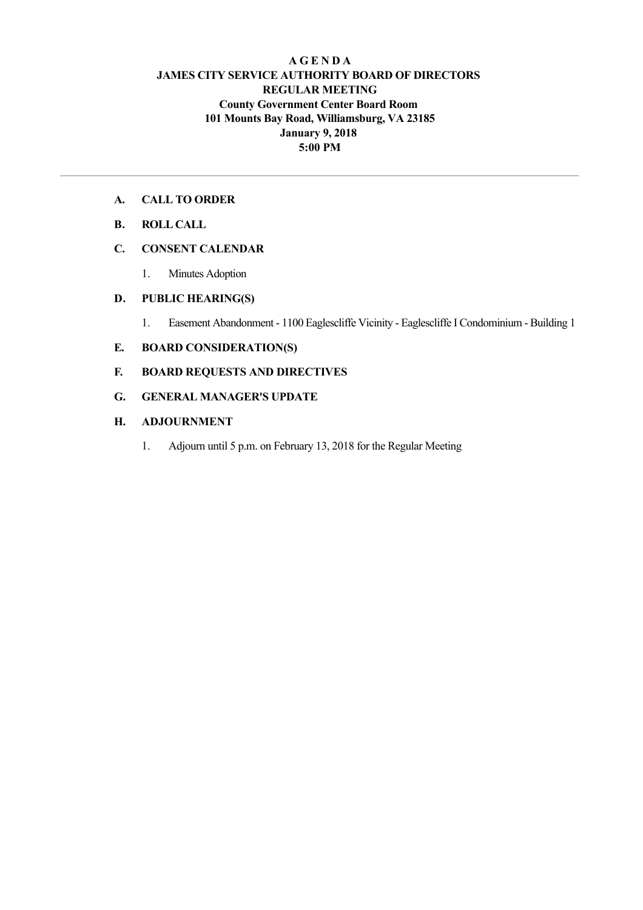# A G E N D A

## JAMES CITY SERVICE AUTHORITY BOARD OF DIRECTORS

## REGULAR MEETING

**County Government Center Board Room**
**101 Mounts Bay Road, Williamsburg, VA 23185**
**January 9, 2018**
**5:00 PM**

---

**A. CALL TO ORDER**

**B. ROLL CALL**

**C. CONSENT CALENDAR**

1. Minutes Adoption

**D. PUBLIC HEARING(S)**

1. Easement Abandonment - 1100 Eaglescliffe Vicinity - Eaglescliffe I Condominium - Building 1

**E. BOARD CONSIDERATION(S)**

**F. BOARD REQUESTS AND DIRECTIVES**

**G. GENERAL MANAGER'S UPDATE**

**H. ADJOURNMENT**

1. Adjourn until 5 p.m. on February 13, 2018 for the Regular Meeting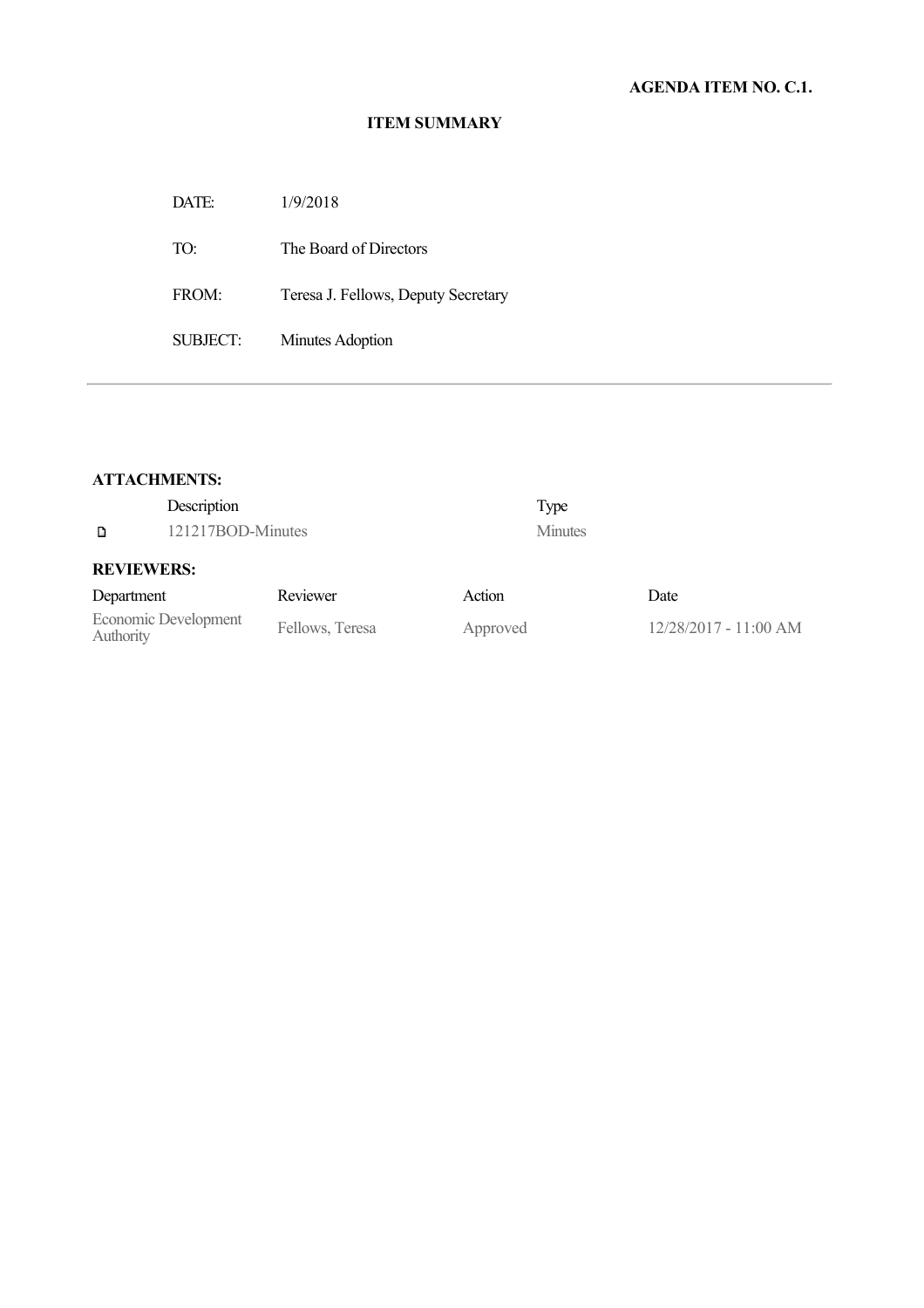**AGENDA ITEM NO. C.1.**

**ITEM SUMMARY**

| | |
|---|---|
| DATE: | 1/9/2018 |
| TO: | The Board of Directors |
| FROM: | Teresa J. Fellows, Deputy Secretary |
| SUBJECT: | Minutes Adoption |

---

**ATTACHMENTS:**

| Description | Type |
|---|---|
| 121217BOD-Minutes | Minutes |

**REVIEWERS:**

| Department | Reviewer | Action | Date |
|---|---|---|---|
| Economic Development Authority | Fellows, Teresa | Approved | 12/28/2017 - 11:00 AM |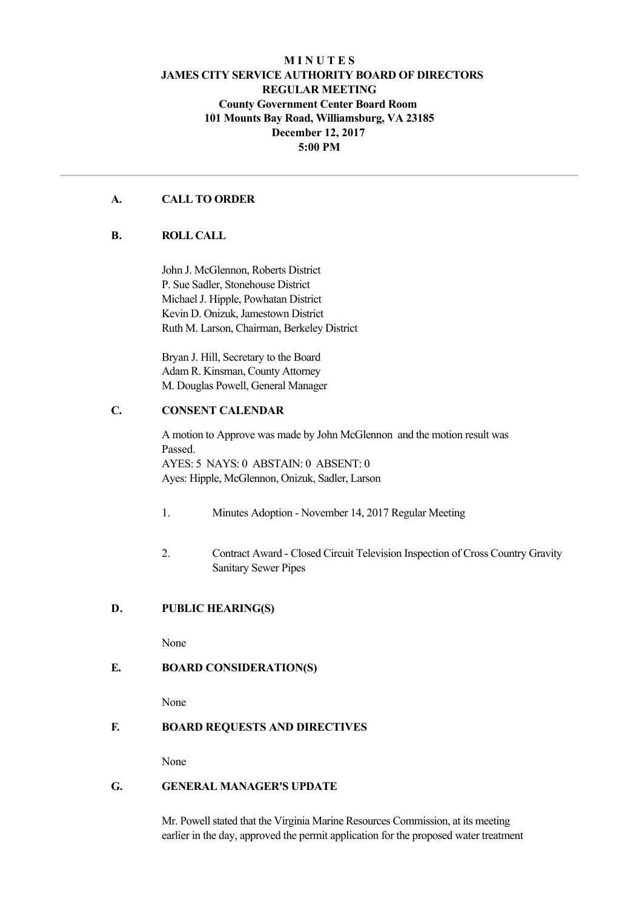# MINUTES
## JAMES CITY SERVICE AUTHORITY BOARD OF DIRECTORS
## REGULAR MEETING
**County Government Center Board Room**
**101 Mounts Bay Road, Williamsburg, VA 23185**
**December 12, 2017**
**5:00 PM**

---

### A. CALL TO ORDER

### B. ROLL CALL

John J. McGlennon, Roberts District
P. Sue Sadler, Stonehouse District
Michael J. Hipple, Powhatan District
Kevin D. Onizuk, Jamestown District
Ruth M. Larson, Chairman, Berkeley District

Bryan J. Hill, Secretary to the Board
Adam R. Kinsman, County Attorney
M. Douglas Powell, General Manager

### C. CONSENT CALENDAR

A motion to Approve was made by John McGlennon and the motion result was Passed.
AYES: 5 NAYS: 0 ABSTAIN: 0 ABSENT: 0
Ayes: Hipple, McGlennon, Onizuk, Sadler, Larson

1. Minutes Adoption - November 14, 2017 Regular Meeting

2. Contract Award - Closed Circuit Television Inspection of Cross Country Gravity Sanitary Sewer Pipes

### D. PUBLIC HEARING(S)

None

### E. BOARD CONSIDERATION(S)

None

### F. BOARD REQUESTS AND DIRECTIVES

None

### G. GENERAL MANAGER'S UPDATE

Mr. Powell stated that the Virginia Marine Resources Commission, at its meeting earlier in the day, approved the permit application for the proposed water treatment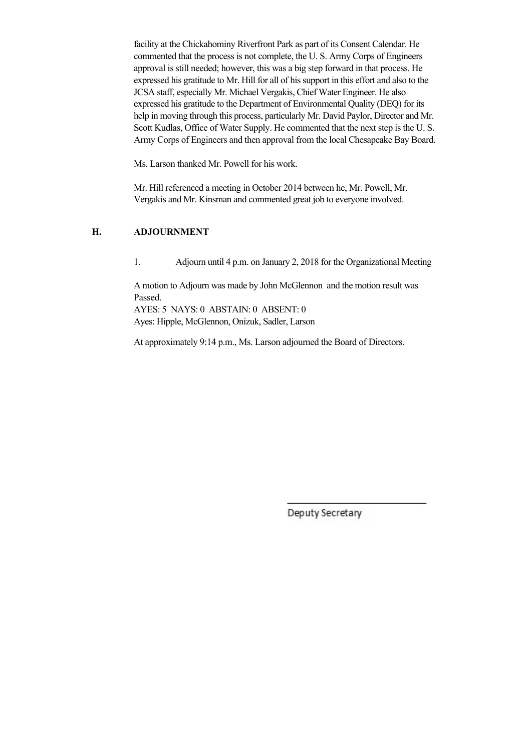facility at the Chickahominy Riverfront Park as part of its Consent Calendar. He commented that the process is not complete, the U. S. Army Corps of Engineers approval is still needed; however, this was a big step forward in that process. He expressed his gratitude to Mr. Hill for all of his support in this effort and also to the JCSA staff, especially Mr. Michael Vergakis, Chief Water Engineer. He also expressed his gratitude to the Department of Environmental Quality (DEQ) for its help in moving through this process, particularly Mr. David Paylor, Director and Mr. Scott Kudlas, Office of Water Supply. He commented that the next step is the U. S. Army Corps of Engineers and then approval from the local Chesapeake Bay Board.

Ms. Larson thanked Mr. Powell for his work.

Mr. Hill referenced a meeting in October 2014 between he, Mr. Powell, Mr. Vergakis and Mr. Kinsman and commented great job to everyone involved.

## H. ADJOURNMENT

1. Adjourn until 4 p.m. on January 2, 2018 for the Organizational Meeting

A motion to Adjourn was made by John McGlennon and the motion result was Passed.
AYES: 5 NAYS: 0 ABSTAIN: 0 ABSENT: 0
Ayes: Hipple, McGlennon, Onizuk, Sadler, Larson

At approximately 9:14 p.m., Ms. Larson adjourned the Board of Directors.

Deputy Secretary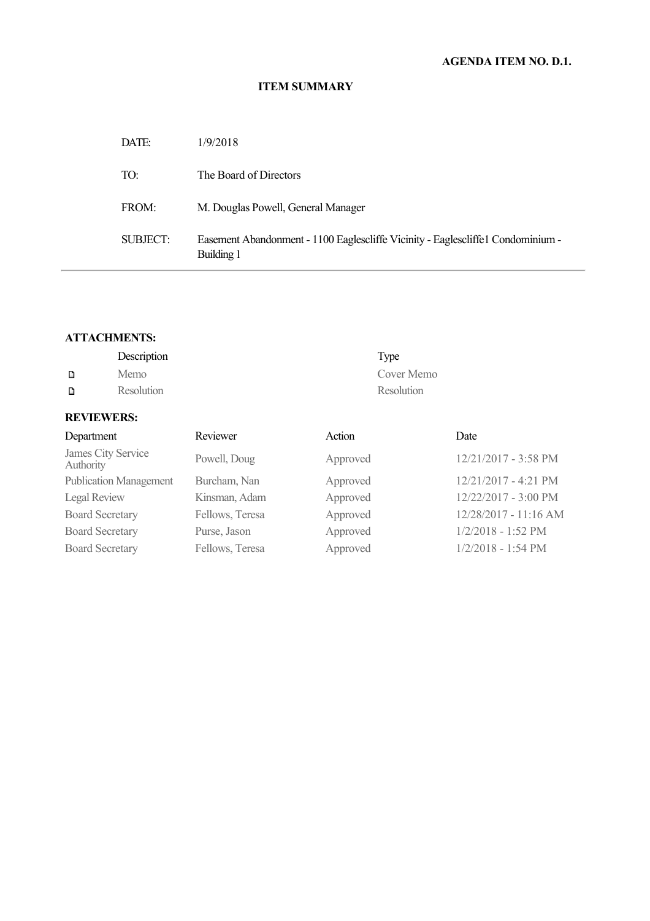**AGENDA ITEM NO. D.1.**

**ITEM SUMMARY**

| | |
|---|---|
| DATE: | 1/9/2018 |
| TO: | The Board of Directors |
| FROM: | M. Douglas Powell, General Manager |
| SUBJECT: | Easement Abandonment - 1100 Eaglescliffe Vicinity - Eaglescliffe1 Condominium - Building 1 |

**ATTACHMENTS:**

| Description | Type |
|---|---|
| Memo | Cover Memo |
| Resolution | Resolution |

**REVIEWERS:**

| Department | Reviewer | Action | Date |
|---|---|---|---|
| James City Service Authority | Powell, Doug | Approved | 12/21/2017 - 3:58 PM |
| Publication Management | Burcham, Nan | Approved | 12/21/2017 - 4:21 PM |
| Legal Review | Kinsman, Adam | Approved | 12/22/2017 - 3:00 PM |
| Board Secretary | Fellows, Teresa | Approved | 12/28/2017 - 11:16 AM |
| Board Secretary | Purse, Jason | Approved | 1/2/2018 - 1:52 PM |
| Board Secretary | Fellows, Teresa | Approved | 1/2/2018 - 1:54 PM |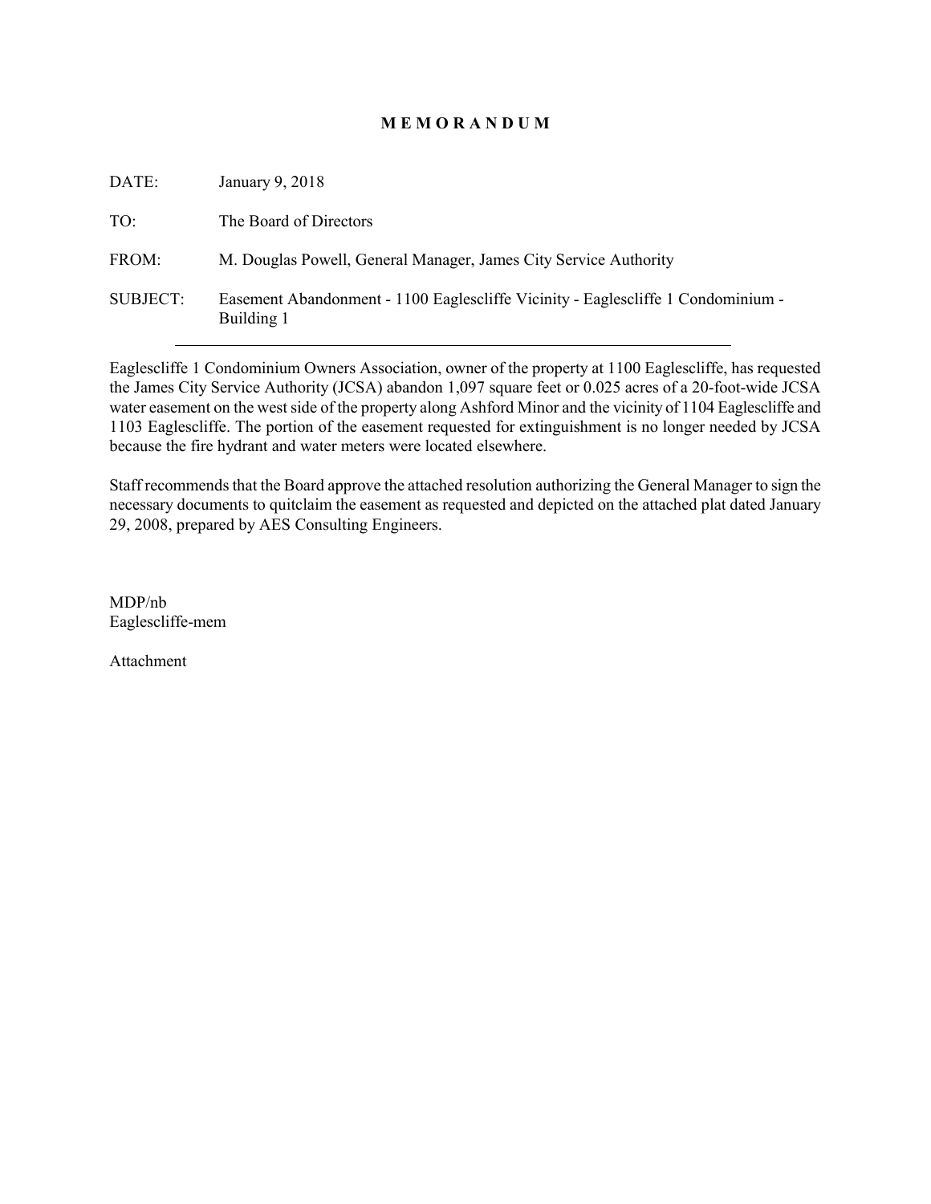# M E M O R A N D U M

DATE: January 9, 2018

TO: The Board of Directors

FROM: M. Douglas Powell, General Manager, James City Service Authority

SUBJECT: Easement Abandonment - 1100 Eaglescliffe Vicinity - Eaglescliffe 1 Condominium - Building 1

---

Eaglescliffe 1 Condominium Owners Association, owner of the property at 1100 Eaglescliffe, has requested the James City Service Authority (JCSA) abandon 1,097 square feet or 0.025 acres of a 20-foot-wide JCSA water easement on the west side of the property along Ashford Minor and the vicinity of 1104 Eaglescliffe and 1103 Eaglescliffe. The portion of the easement requested for extinguishment is no longer needed by JCSA because the fire hydrant and water meters were located elsewhere.

Staff recommends that the Board approve the attached resolution authorizing the General Manager to sign the necessary documents to quitclaim the easement as requested and depicted on the attached plat dated January 29, 2008, prepared by AES Consulting Engineers.

MDP/nb
Eaglescliffe-mem

Attachment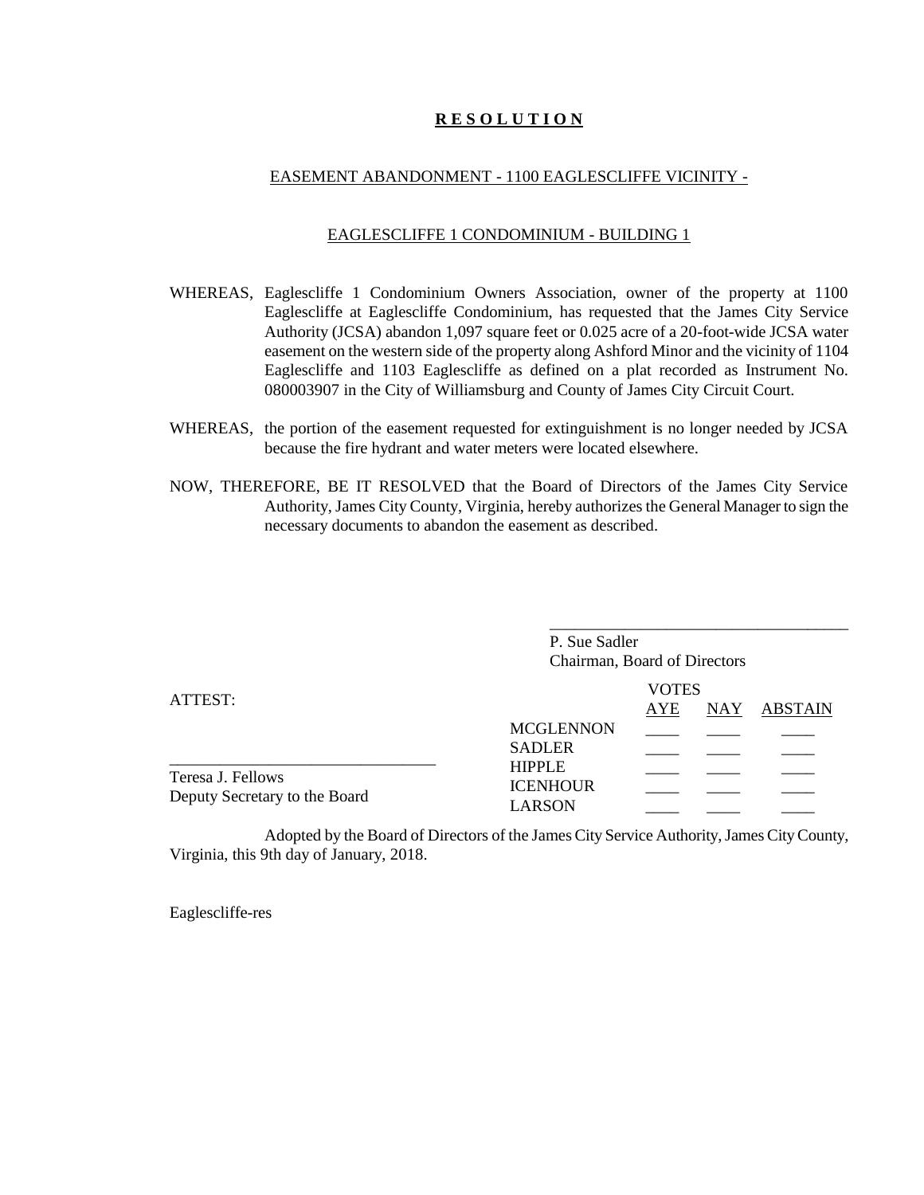# **R E S O L U T I O N**

EASEMENT ABANDONMENT - 1100 EAGLESCLIFFE VICINITY -

EAGLESCLIFFE 1 CONDOMINIUM - BUILDING 1

WHEREAS, Eaglescliffe 1 Condominium Owners Association, owner of the property at 1100 Eaglescliffe at Eaglescliffe Condominium, has requested that the James City Service Authority (JCSA) abandon 1,097 square feet or 0.025 acre of a 20-foot-wide JCSA water easement on the western side of the property along Ashford Minor and the vicinity of 1104 Eaglescliffe and 1103 Eaglescliffe as defined on a plat recorded as Instrument No. 080003907 in the City of Williamsburg and County of James City Circuit Court.

WHEREAS, the portion of the easement requested for extinguishment is no longer needed by JCSA because the fire hydrant and water meters were located elsewhere.

NOW, THEREFORE, BE IT RESOLVED that the Board of Directors of the James City Service Authority, James City County, Virginia, hereby authorizes the General Manager to sign the necessary documents to abandon the easement as described.

\_\_\_\_\_\_\_\_\_\_\_\_\_\_\_\_\_\_\_\_\_\_\_\_\_\_\_\_\_\_\_\_\_\_\_\_
P. Sue Sadler
Chairman, Board of Directors

ATTEST:

\_\_\_\_\_\_\_\_\_\_\_\_\_\_\_\_\_\_\_\_\_\_\_\_\_\_\_\_\_\_\_\_\_\_\_\_
Teresa J. Fellows
Deputy Secretary to the Board

| | VOTES | | |
|---|---|---|---|
| | AYE | NAY | ABSTAIN |
| MCGLENNON | \_\_\_\_ | \_\_\_\_ | \_\_\_\_ |
| SADLER | \_\_\_\_ | \_\_\_\_ | \_\_\_\_ |
| HIPPLE | \_\_\_\_ | \_\_\_\_ | \_\_\_\_ |
| ICENHOUR | \_\_\_\_ | \_\_\_\_ | \_\_\_\_ |
| LARSON | \_\_\_\_ | \_\_\_\_ | \_\_\_\_ |

Adopted by the Board of Directors of the James City Service Authority, James City County, Virginia, this 9th day of January, 2018.

Eaglescliffe-res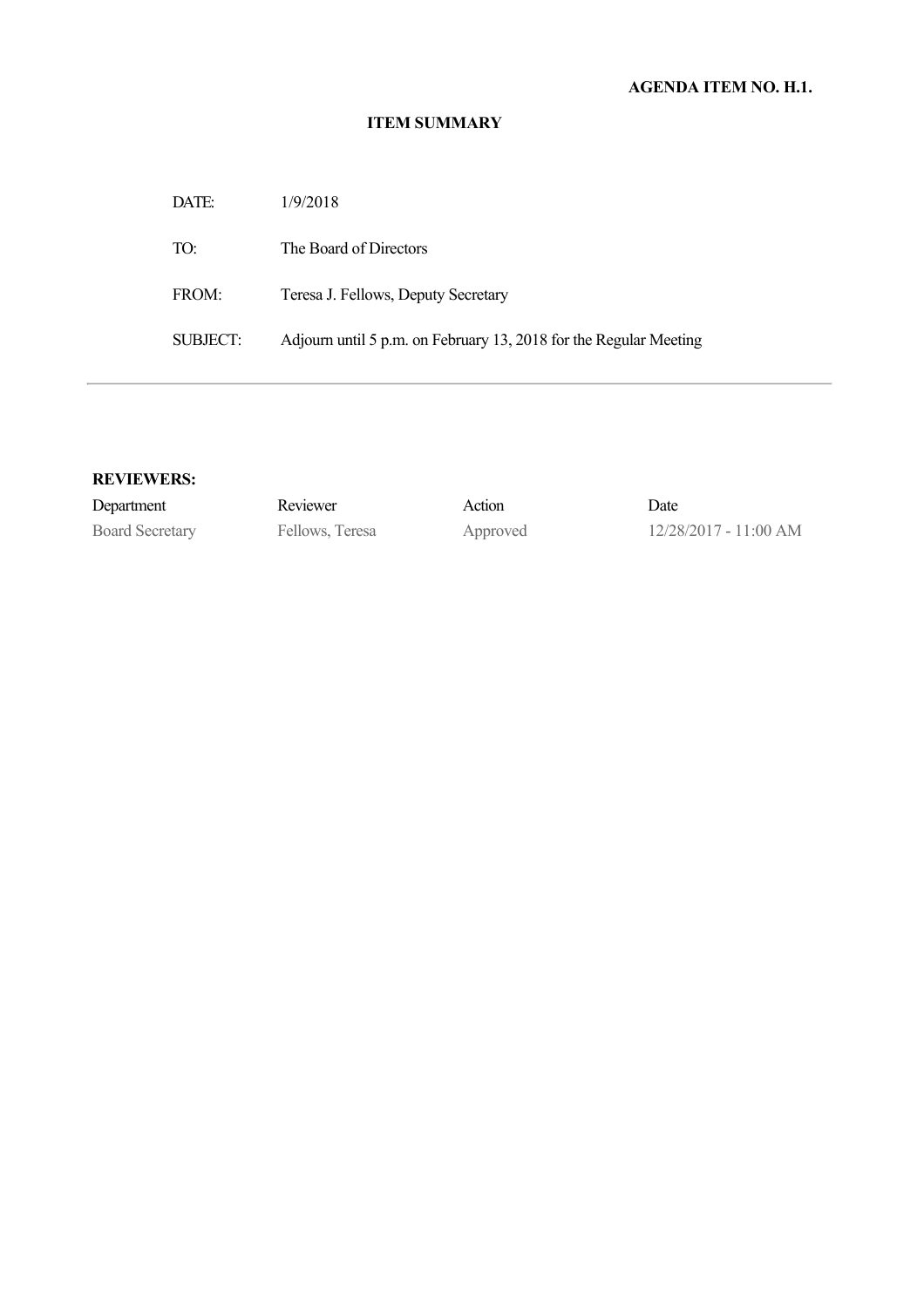**AGENDA ITEM NO. H.1.**

## ITEM SUMMARY

| | |
|---|---|
| DATE: | 1/9/2018 |
| TO: | The Board of Directors |
| FROM: | Teresa J. Fellows, Deputy Secretary |
| SUBJECT: | Adjourn until 5 p.m. on February 13, 2018 for the Regular Meeting |

---

**REVIEWERS:**

| Department | Reviewer | Action | Date |
|---|---|---|---|
| Board Secretary | Fellows, Teresa | Approved | 12/28/2017 - 11:00 AM |